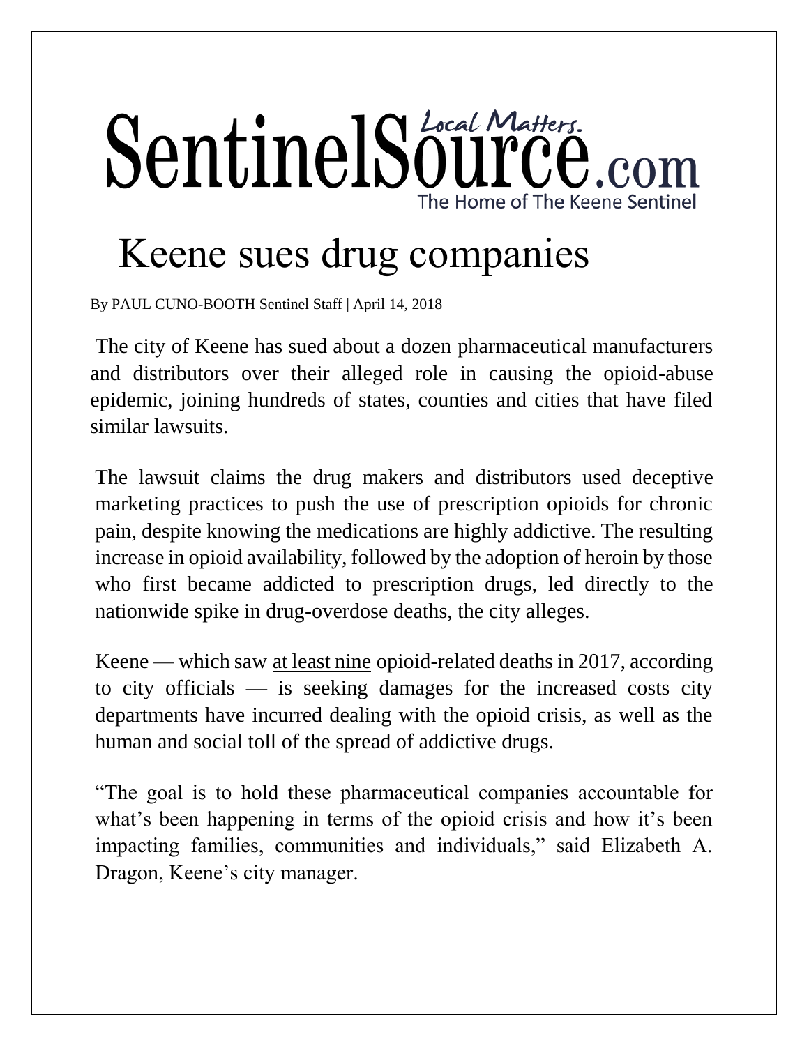SentinelSource.com

Local Matters.

The Home of The Keene Sentinel

# Keene sues drug companies

By PAUL CUNO-BOOTH Sentinel Staff | April 14, 2018

The city of Keene has sued about a dozen pharmaceutical manufacturers and distributors over their alleged role in causing the opioid-abuse epidemic, joining hundreds of states, counties and cities that have filed similar lawsuits.

The lawsuit claims the drug makers and distributors used deceptive marketing practices to push the use of prescription opioids for chronic pain, despite knowing the medications are highly addictive. The resulting increase in opioid availability, followed by the adoption of heroin by those who first became addicted to prescription drugs, led directly to the nationwide spike in drug-overdose deaths, the city alleges.

Keene — which saw at least nine opioid-related deaths in 2017, according to city officials — is seeking damages for the increased costs city departments have incurred dealing with the opioid crisis, as well as the human and social toll of the spread of addictive drugs.

"The goal is to hold these pharmaceutical companies accountable for what's been happening in terms of the opioid crisis and how it's been impacting families, communities and individuals," said Elizabeth A. Dragon, Keene's city manager.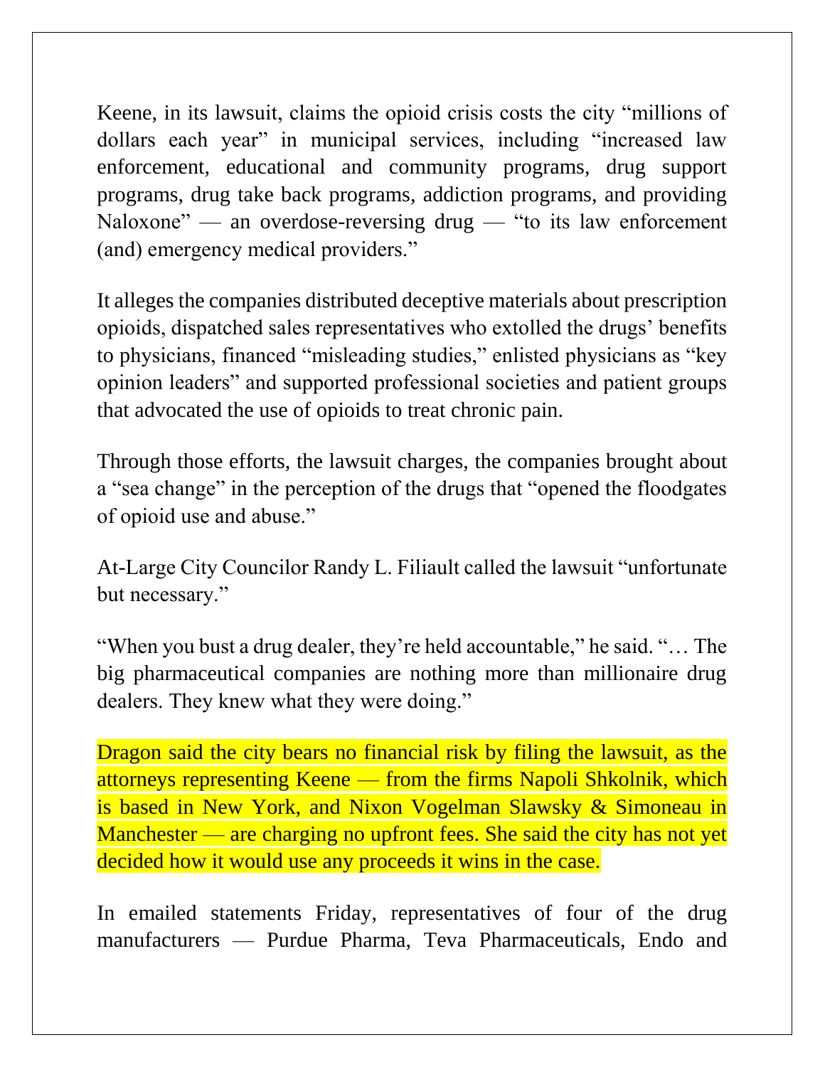Keene, in its lawsuit, claims the opioid crisis costs the city “millions of dollars each year” in municipal services, including “increased law enforcement, educational and community programs, drug support programs, drug take back programs, addiction programs, and providing Naloxone” — an overdose-reversing drug — “to its law enforcement (and) emergency medical providers.”

It alleges the companies distributed deceptive materials about prescription opioids, dispatched sales representatives who extolled the drugs’ benefits to physicians, financed “misleading studies,” enlisted physicians as “key opinion leaders” and supported professional societies and patient groups that advocated the use of opioids to treat chronic pain.

Through those efforts, the lawsuit charges, the companies brought about a “sea change” in the perception of the drugs that “opened the floodgates of opioid use and abuse.”

At-Large City Councilor Randy L. Filiault called the lawsuit “unfortunate but necessary.”

“When you bust a drug dealer, they’re held accountable,” he said. “… The big pharmaceutical companies are nothing more than millionaire drug dealers. They knew what they were doing.”

Dragon said the city bears no financial risk by filing the lawsuit, as the attorneys representing Keene — from the firms Napoli Shkolnik, which is based in New York, and Nixon Vogelman Slawsky & Simoneau in Manchester — are charging no upfront fees. She said the city has not yet decided how it would use any proceeds it wins in the case.

In emailed statements Friday, representatives of four of the drug manufacturers — Purdue Pharma, Teva Pharmaceuticals, Endo and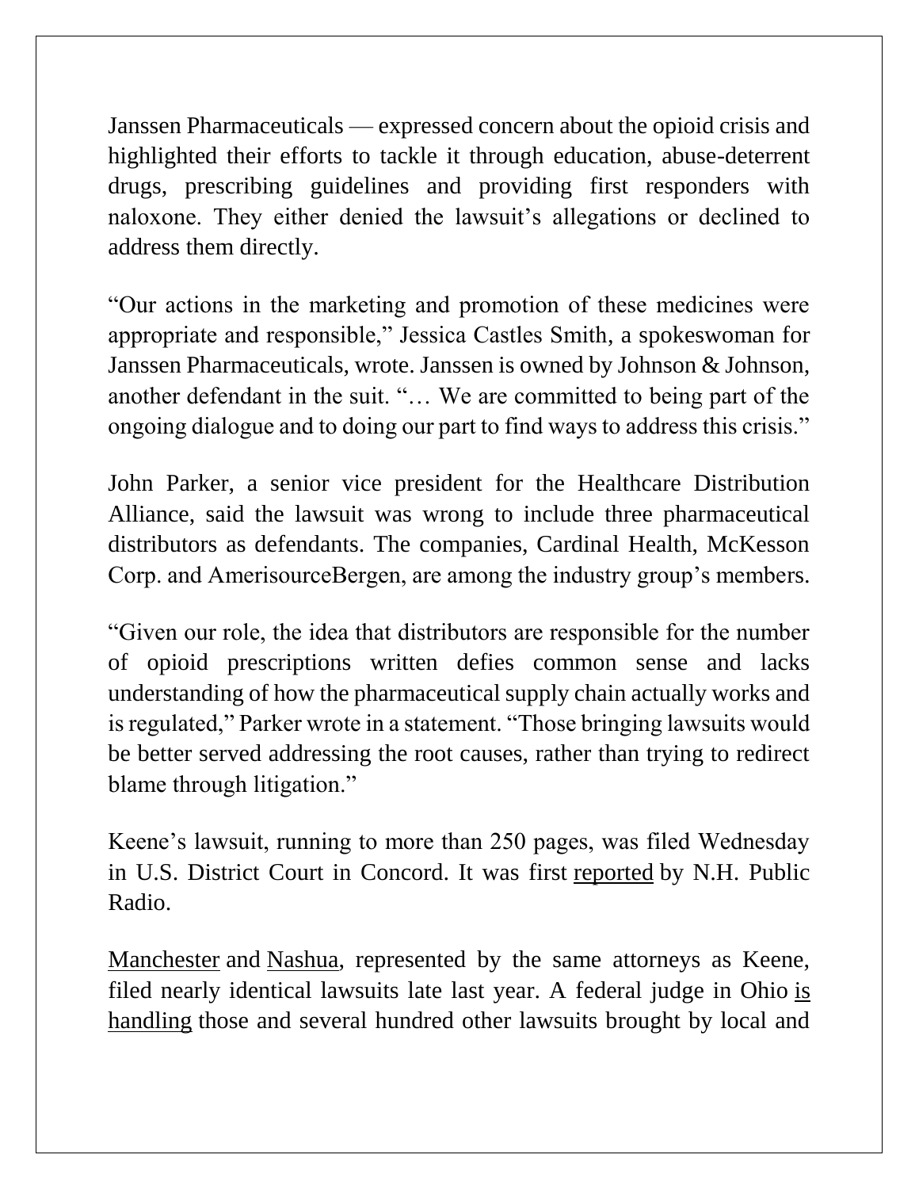Janssen Pharmaceuticals — expressed concern about the opioid crisis and highlighted their efforts to tackle it through education, abuse-deterrent drugs, prescribing guidelines and providing first responders with naloxone. They either denied the lawsuit's allegations or declined to address them directly.

"Our actions in the marketing and promotion of these medicines were appropriate and responsible," Jessica Castles Smith, a spokeswoman for Janssen Pharmaceuticals, wrote. Janssen is owned by Johnson & Johnson, another defendant in the suit. "… We are committed to being part of the ongoing dialogue and to doing our part to find ways to address this crisis."

John Parker, a senior vice president for the Healthcare Distribution Alliance, said the lawsuit was wrong to include three pharmaceutical distributors as defendants. The companies, Cardinal Health, McKesson Corp. and AmerisourceBergen, are among the industry group's members.

"Given our role, the idea that distributors are responsible for the number of opioid prescriptions written defies common sense and lacks understanding of how the pharmaceutical supply chain actually works and is regulated," Parker wrote in a statement. "Those bringing lawsuits would be better served addressing the root causes, rather than trying to redirect blame through litigation."

Keene's lawsuit, running to more than 250 pages, was filed Wednesday in U.S. District Court in Concord. It was first reported by N.H. Public Radio.

Manchester and Nashua, represented by the same attorneys as Keene, filed nearly identical lawsuits late last year. A federal judge in Ohio is handling those and several hundred other lawsuits brought by local and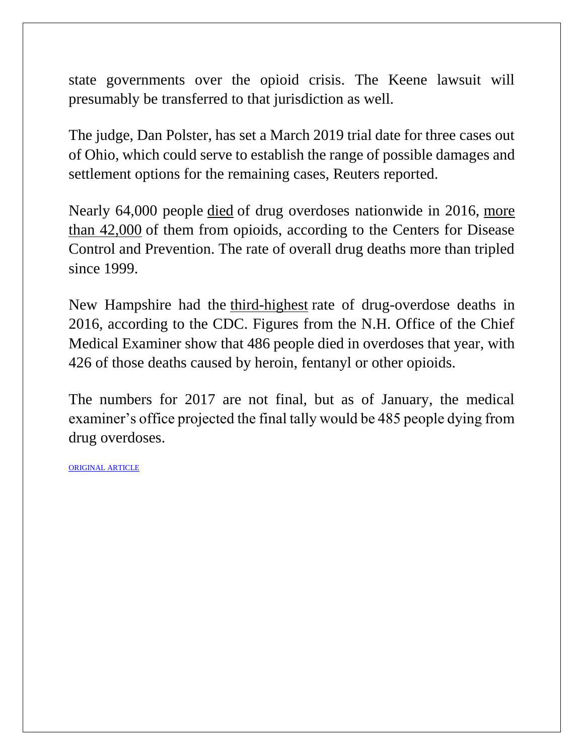state governments over the opioid crisis. The Keene lawsuit will presumably be transferred to that jurisdiction as well.

The judge, Dan Polster, has set a March 2019 trial date for three cases out of Ohio, which could serve to establish the range of possible damages and settlement options for the remaining cases, Reuters reported.

Nearly 64,000 people died of drug overdoses nationwide in 2016, more than 42,000 of them from opioids, according to the Centers for Disease Control and Prevention. The rate of overall drug deaths more than tripled since 1999.

New Hampshire had the third-highest rate of drug-overdose deaths in 2016, according to the CDC. Figures from the N.H. Office of the Chief Medical Examiner show that 486 people died in overdoses that year, with 426 of those deaths caused by heroin, fentanyl or other opioids.

The numbers for 2017 are not final, but as of January, the medical examiner's office projected the final tally would be 485 people dying from drug overdoses.

ORIGINAL ARTICLE